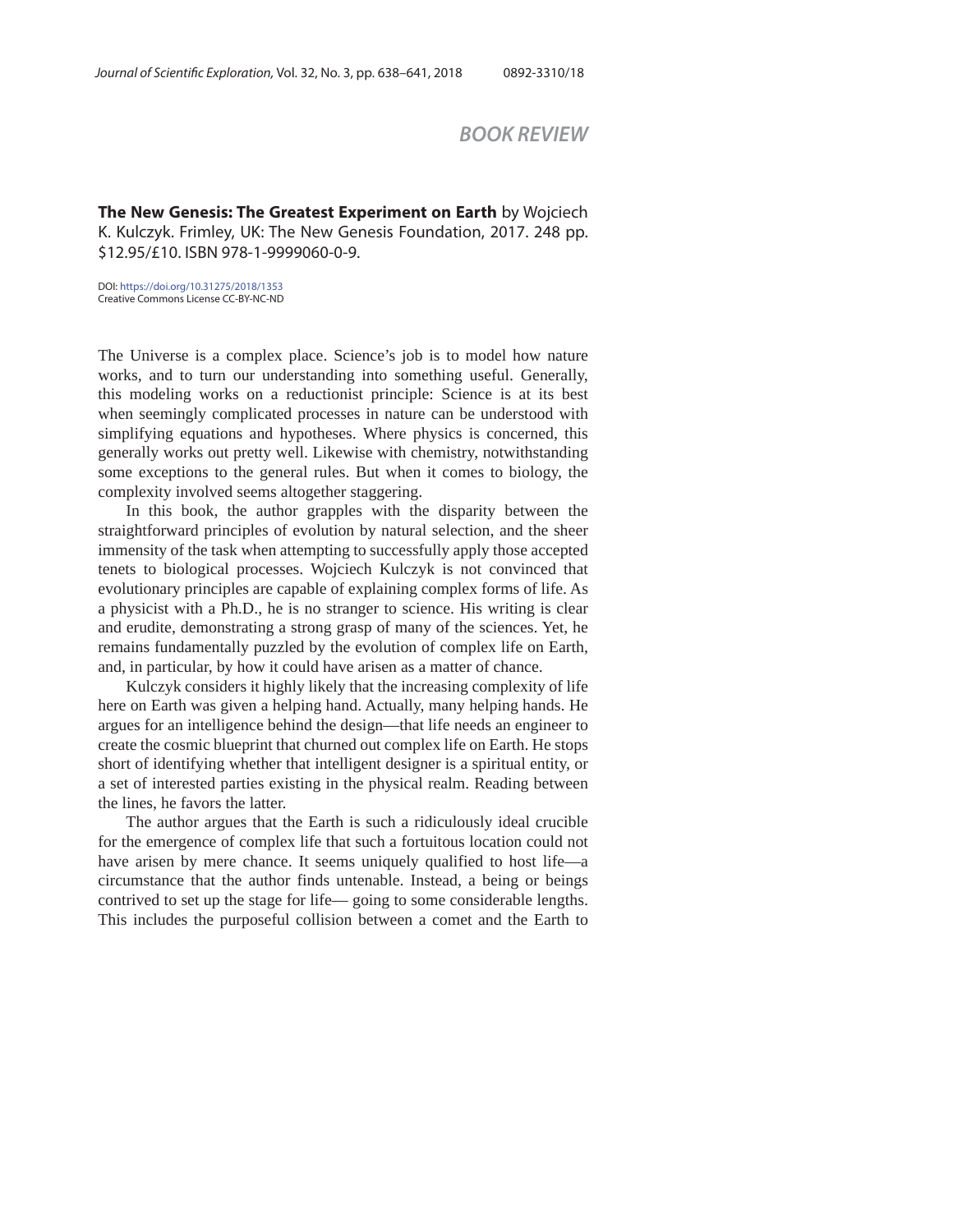## BOOK REVIEW

**The New Genesis: The Greatest Experiment on Earth** by Wojciech K. Kulczyk. Frimley, UK: The New Genesis Foundation, 2017. 248 pp. $12.95/£10. ISBN 978-1-9999060-0-9.

DOI: https://doi.org/10.31275/2018/1353
Creative Commons License CC-BY-NC-ND

The Universe is a complex place. Science's job is to model how nature works, and to turn our understanding into something useful. Generally, this modeling works on a reductionist principle: Science is at its best when seemingly complicated processes in nature can be understood with simplifying equations and hypotheses. Where physics is concerned, this generally works out pretty well. Likewise with chemistry, notwithstanding some exceptions to the general rules. But when it comes to biology, the complexity involved seems altogether staggering.

In this book, the author grapples with the disparity between the straightforward principles of evolution by natural selection, and the sheer immensity of the task when attempting to successfully apply those accepted tenets to biological processes. Wojciech Kulczyk is not convinced that evolutionary principles are capable of explaining complex forms of life. As a physicist with a Ph.D., he is no stranger to science. His writing is clear and erudite, demonstrating a strong grasp of many of the sciences. Yet, he remains fundamentally puzzled by the evolution of complex life on Earth, and, in particular, by how it could have arisen as a matter of chance.

Kulczyk considers it highly likely that the increasing complexity of life here on Earth was given a helping hand. Actually, many helping hands. He argues for an intelligence behind the design—that life needs an engineer to create the cosmic blueprint that churned out complex life on Earth. He stops short of identifying whether that intelligent designer is a spiritual entity, or a set of interested parties existing in the physical realm. Reading between the lines, he favors the latter.

The author argues that the Earth is such a ridiculously ideal crucible for the emergence of complex life that such a fortuitous location could not have arisen by mere chance. It seems uniquely qualified to host life—a circumstance that the author finds untenable. Instead, a being or beings contrived to set up the stage for life— going to some considerable lengths. This includes the purposeful collision between a comet and the Earth to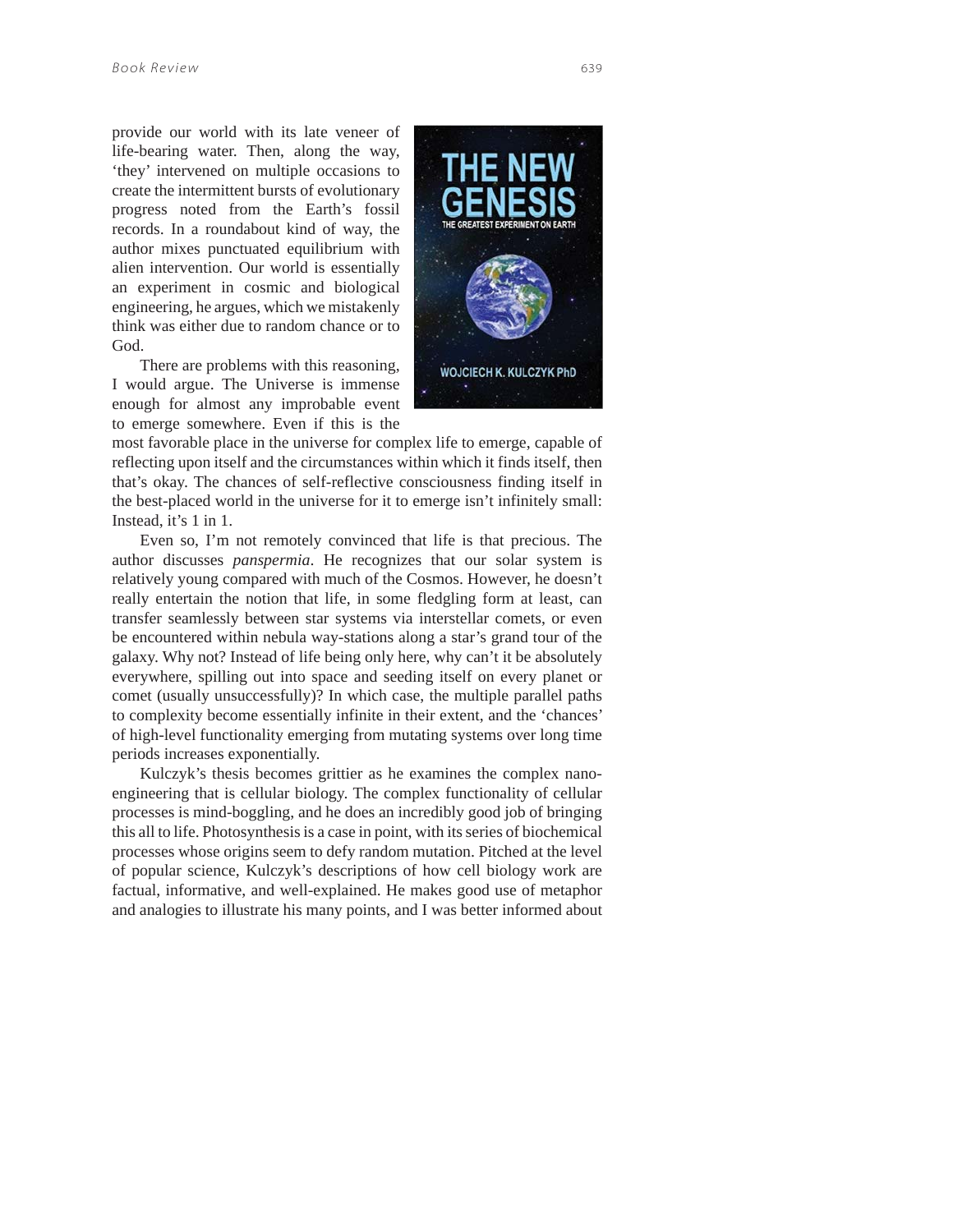provide our world with its late veneer of life-bearing water. Then, along the way, 'they' intervened on multiple occasions to create the intermittent bursts of evolutionary progress noted from the Earth's fossil records. In a roundabout kind of way, the author mixes punctuated equilibrium with alien intervention. Our world is essentially an experiment in cosmic and biological engineering, he argues, which we mistakenly think was either due to random chance or to God.

There are problems with this reasoning, I would argue. The Universe is immense enough for almost any improbable event to emerge somewhere. Even if this is the most favorable place in the universe for complex life to emerge, capable of reflecting upon itself and the circumstances within which it finds itself, then that's okay. The chances of self-reflective consciousness finding itself in the best-placed world in the universe for it to emerge isn't infinitely small: Instead, it's 1 in 1.

Even so, I'm not remotely convinced that life is that precious. The author discusses *panspermia*. He recognizes that our solar system is relatively young compared with much of the Cosmos. However, he doesn't really entertain the notion that life, in some fledgling form at least, can transfer seamlessly between star systems via interstellar comets, or even be encountered within nebula way-stations along a star's grand tour of the galaxy. Why not? Instead of life being only here, why can't it be absolutely everywhere, spilling out into space and seeding itself on every planet or comet (usually unsuccessfully)? In which case, the multiple parallel paths to complexity become essentially infinite in their extent, and the 'chances' of high-level functionality emerging from mutating systems over long time periods increases exponentially.

Kulczyk's thesis becomes grittier as he examines the complex nano-engineering that is cellular biology. The complex functionality of cellular processes is mind-boggling, and he does an incredibly good job of bringing this all to life. Photosynthesis is a case in point, with its series of biochemical processes whose origins seem to defy random mutation. Pitched at the level of popular science, Kulczyk's descriptions of how cell biology work are factual, informative, and well-explained. He makes good use of metaphor and analogies to illustrate his many points, and I was better informed about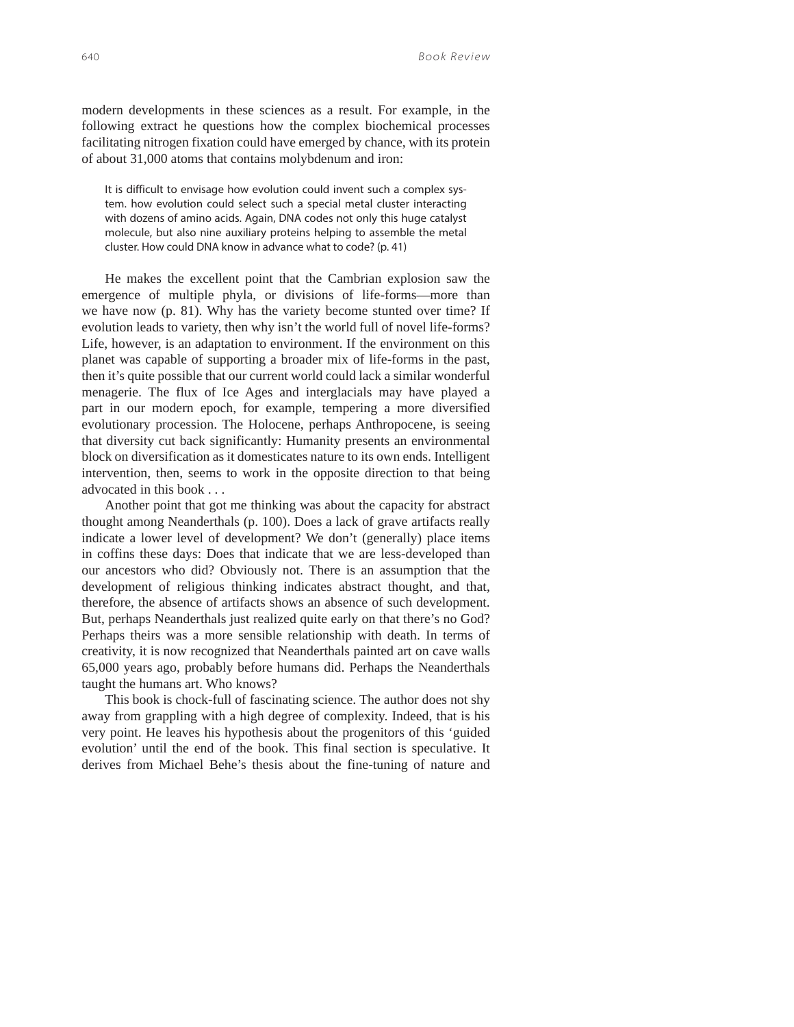modern developments in these sciences as a result. For example, in the following extract he questions how the complex biochemical processes facilitating nitrogen fixation could have emerged by chance, with its protein of about 31,000 atoms that contains molybdenum and iron:

> It is difficult to envisage how evolution could invent such a complex system. how evolution could select such a special metal cluster interacting with dozens of amino acids. Again, DNA codes not only this huge catalyst molecule, but also nine auxiliary proteins helping to assemble the metal cluster. How could DNA know in advance what to code? (p. 41)

He makes the excellent point that the Cambrian explosion saw the emergence of multiple phyla, or divisions of life-forms—more than we have now (p. 81). Why has the variety become stunted over time? If evolution leads to variety, then why isn't the world full of novel life-forms? Life, however, is an adaptation to environment. If the environment on this planet was capable of supporting a broader mix of life-forms in the past, then it's quite possible that our current world could lack a similar wonderful menagerie. The flux of Ice Ages and interglacials may have played a part in our modern epoch, for example, tempering a more diversified evolutionary procession. The Holocene, perhaps Anthropocene, is seeing that diversity cut back significantly: Humanity presents an environmental block on diversification as it domesticates nature to its own ends. Intelligent intervention, then, seems to work in the opposite direction to that being advocated in this book . . .

Another point that got me thinking was about the capacity for abstract thought among Neanderthals (p. 100). Does a lack of grave artifacts really indicate a lower level of development? We don't (generally) place items in coffins these days: Does that indicate that we are less-developed than our ancestors who did? Obviously not. There is an assumption that the development of religious thinking indicates abstract thought, and that, therefore, the absence of artifacts shows an absence of such development. But, perhaps Neanderthals just realized quite early on that there's no God? Perhaps theirs was a more sensible relationship with death. In terms of creativity, it is now recognized that Neanderthals painted art on cave walls 65,000 years ago, probably before humans did. Perhaps the Neanderthals taught the humans art. Who knows?

This book is chock-full of fascinating science. The author does not shy away from grappling with a high degree of complexity. Indeed, that is his very point. He leaves his hypothesis about the progenitors of this 'guided evolution' until the end of the book. This final section is speculative. It derives from Michael Behe's thesis about the fine-tuning of nature and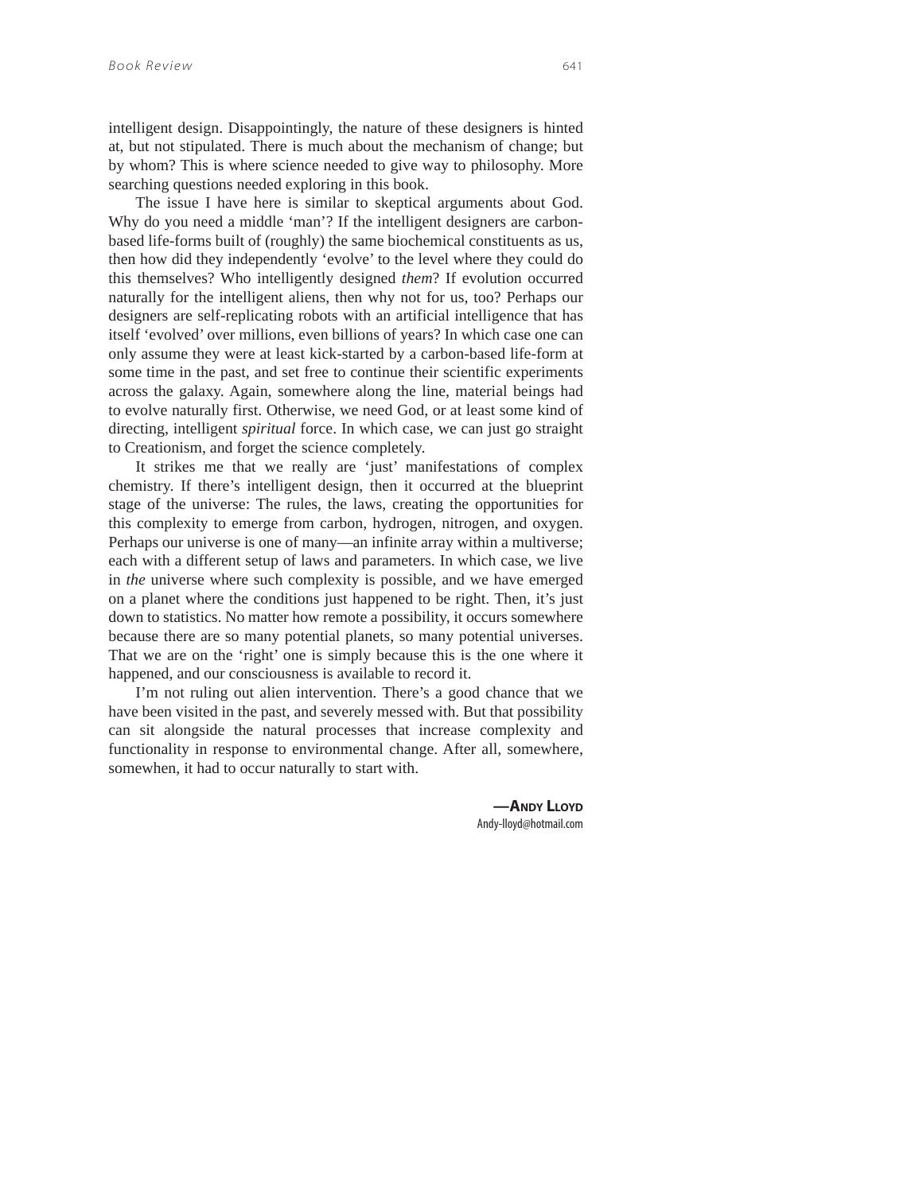intelligent design. Disappointingly, the nature of these designers is hinted at, but not stipulated. There is much about the mechanism of change; but by whom? This is where science needed to give way to philosophy. More searching questions needed exploring in this book.

The issue I have here is similar to skeptical arguments about God. Why do you need a middle 'man'? If the intelligent designers are carbon-based life-forms built of (roughly) the same biochemical constituents as us, then how did they independently 'evolve' to the level where they could do this themselves? Who intelligently designed *them*? If evolution occurred naturally for the intelligent aliens, then why not for us, too? Perhaps our designers are self-replicating robots with an artificial intelligence that has itself 'evolved' over millions, even billions of years? In which case one can only assume they were at least kick-started by a carbon-based life-form at some time in the past, and set free to continue their scientific experiments across the galaxy. Again, somewhere along the line, material beings had to evolve naturally first. Otherwise, we need God, or at least some kind of directing, intelligent *spiritual* force. In which case, we can just go straight to Creationism, and forget the science completely.

It strikes me that we really are 'just' manifestations of complex chemistry. If there's intelligent design, then it occurred at the blueprint stage of the universe: The rules, the laws, creating the opportunities for this complexity to emerge from carbon, hydrogen, nitrogen, and oxygen. Perhaps our universe is one of many—an infinite array within a multiverse; each with a different setup of laws and parameters. In which case, we live in *the* universe where such complexity is possible, and we have emerged on a planet where the conditions just happened to be right. Then, it's just down to statistics. No matter how remote a possibility, it occurs somewhere because there are so many potential planets, so many potential universes. That we are on the 'right' one is simply because this is the one where it happened, and our consciousness is available to record it.

I'm not ruling out alien intervention. There's a good chance that we have been visited in the past, and severely messed with. But that possibility can sit alongside the natural processes that increase complexity and functionality in response to environmental change. After all, somewhere, somewhen, it had to occur naturally to start with.

—**Andy Lloyd**
Andy-lloyd@hotmail.com